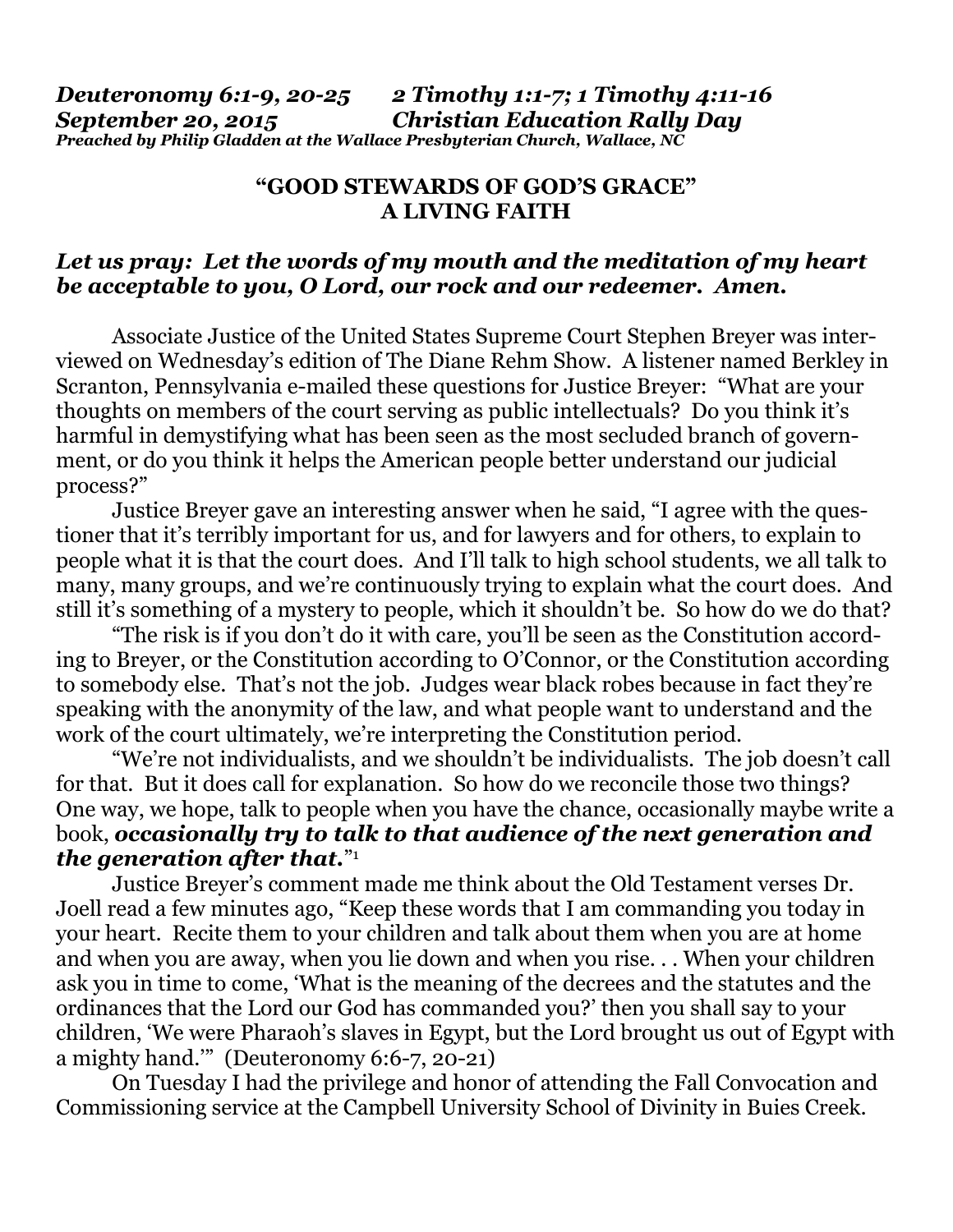***Deuteronomy 6:1-9, 20-25 2 Timothy 1:1-7; 1 Timothy 4:11-16***
***September 20, 2015 Christian Education Rally Day***
***Preached by Philip Gladden at the Wallace Presbyterian Church, Wallace, NC***

## "GOOD STEWARDS OF GOD'S GRACE"
## A LIVING FAITH

***Let us pray: Let the words of my mouth and the meditation of my heart be acceptable to you, O Lord, our rock and our redeemer. Amen.***

Associate Justice of the United States Supreme Court Stephen Breyer was interviewed on Wednesday's edition of The Diane Rehm Show. A listener named Berkley in Scranton, Pennsylvania e-mailed these questions for Justice Breyer: "What are your thoughts on members of the court serving as public intellectuals? Do you think it's harmful in demystifying what has been seen as the most secluded branch of government, or do you think it helps the American people better understand our judicial process?"

Justice Breyer gave an interesting answer when he said, "I agree with the questioner that it's terribly important for us, and for lawyers and for others, to explain to people what it is that the court does. And I'll talk to high school students, we all talk to many, many groups, and we're continuously trying to explain what the court does. And still it's something of a mystery to people, which it shouldn't be. So how do we do that?

"The risk is if you don't do it with care, you'll be seen as the Constitution according to Breyer, or the Constitution according to O'Connor, or the Constitution according to somebody else. That's not the job. Judges wear black robes because in fact they're speaking with the anonymity of the law, and what people want to understand and the work of the court ultimately, we're interpreting the Constitution period.

"We're not individualists, and we shouldn't be individualists. The job doesn't call for that. But it does call for explanation. So how do we reconcile those two things? One way, we hope, talk to people when you have the chance, occasionally maybe write a book, ***occasionally try to talk to that audience of the next generation and the generation after that.***"[1]

Justice Breyer's comment made me think about the Old Testament verses Dr. Joell read a few minutes ago, "Keep these words that I am commanding you today in your heart. Recite them to your children and talk about them when you are at home and when you are away, when you lie down and when you rise. . . When your children ask you in time to come, 'What is the meaning of the decrees and the statutes and the ordinances that the Lord our God has commanded you?' then you shall say to your children, 'We were Pharaoh's slaves in Egypt, but the Lord brought us out of Egypt with a mighty hand.'" (Deuteronomy 6:6-7, 20-21)

On Tuesday I had the privilege and honor of attending the Fall Convocation and Commissioning service at the Campbell University School of Divinity in Buies Creek.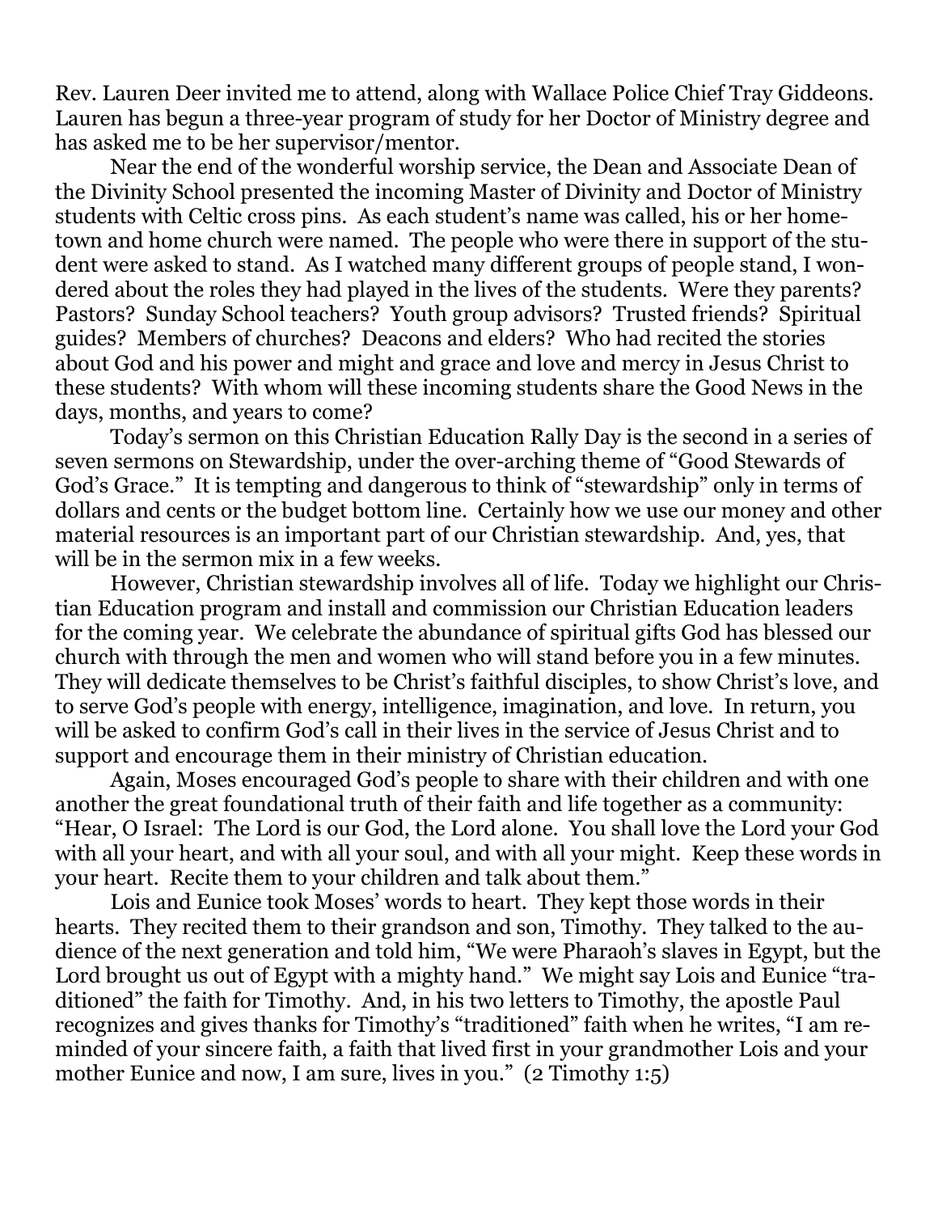Rev. Lauren Deer invited me to attend, along with Wallace Police Chief Tray Giddeons. Lauren has begun a three-year program of study for her Doctor of Ministry degree and has asked me to be her supervisor/mentor.

Near the end of the wonderful worship service, the Dean and Associate Dean of the Divinity School presented the incoming Master of Divinity and Doctor of Ministry students with Celtic cross pins. As each student's name was called, his or her hometown and home church were named. The people who were there in support of the student were asked to stand. As I watched many different groups of people stand, I wondered about the roles they had played in the lives of the students. Were they parents? Pastors? Sunday School teachers? Youth group advisors? Trusted friends? Spiritual guides? Members of churches? Deacons and elders? Who had recited the stories about God and his power and might and grace and love and mercy in Jesus Christ to these students? With whom will these incoming students share the Good News in the days, months, and years to come?

Today's sermon on this Christian Education Rally Day is the second in a series of seven sermons on Stewardship, under the over-arching theme of "Good Stewards of God's Grace." It is tempting and dangerous to think of "stewardship" only in terms of dollars and cents or the budget bottom line. Certainly how we use our money and other material resources is an important part of our Christian stewardship. And, yes, that will be in the sermon mix in a few weeks.

However, Christian stewardship involves all of life. Today we highlight our Christian Education program and install and commission our Christian Education leaders for the coming year. We celebrate the abundance of spiritual gifts God has blessed our church with through the men and women who will stand before you in a few minutes. They will dedicate themselves to be Christ's faithful disciples, to show Christ's love, and to serve God's people with energy, intelligence, imagination, and love. In return, you will be asked to confirm God's call in their lives in the service of Jesus Christ and to support and encourage them in their ministry of Christian education.

Again, Moses encouraged God's people to share with their children and with one another the great foundational truth of their faith and life together as a community: "Hear, O Israel: The Lord is our God, the Lord alone. You shall love the Lord your God with all your heart, and with all your soul, and with all your might. Keep these words in your heart. Recite them to your children and talk about them."

Lois and Eunice took Moses' words to heart. They kept those words in their hearts. They recited them to their grandson and son, Timothy. They talked to the audience of the next generation and told him, "We were Pharaoh's slaves in Egypt, but the Lord brought us out of Egypt with a mighty hand." We might say Lois and Eunice "traditioned" the faith for Timothy. And, in his two letters to Timothy, the apostle Paul recognizes and gives thanks for Timothy's "traditioned" faith when he writes, "I am reminded of your sincere faith, a faith that lived first in your grandmother Lois and your mother Eunice and now, I am sure, lives in you." (2 Timothy 1:5)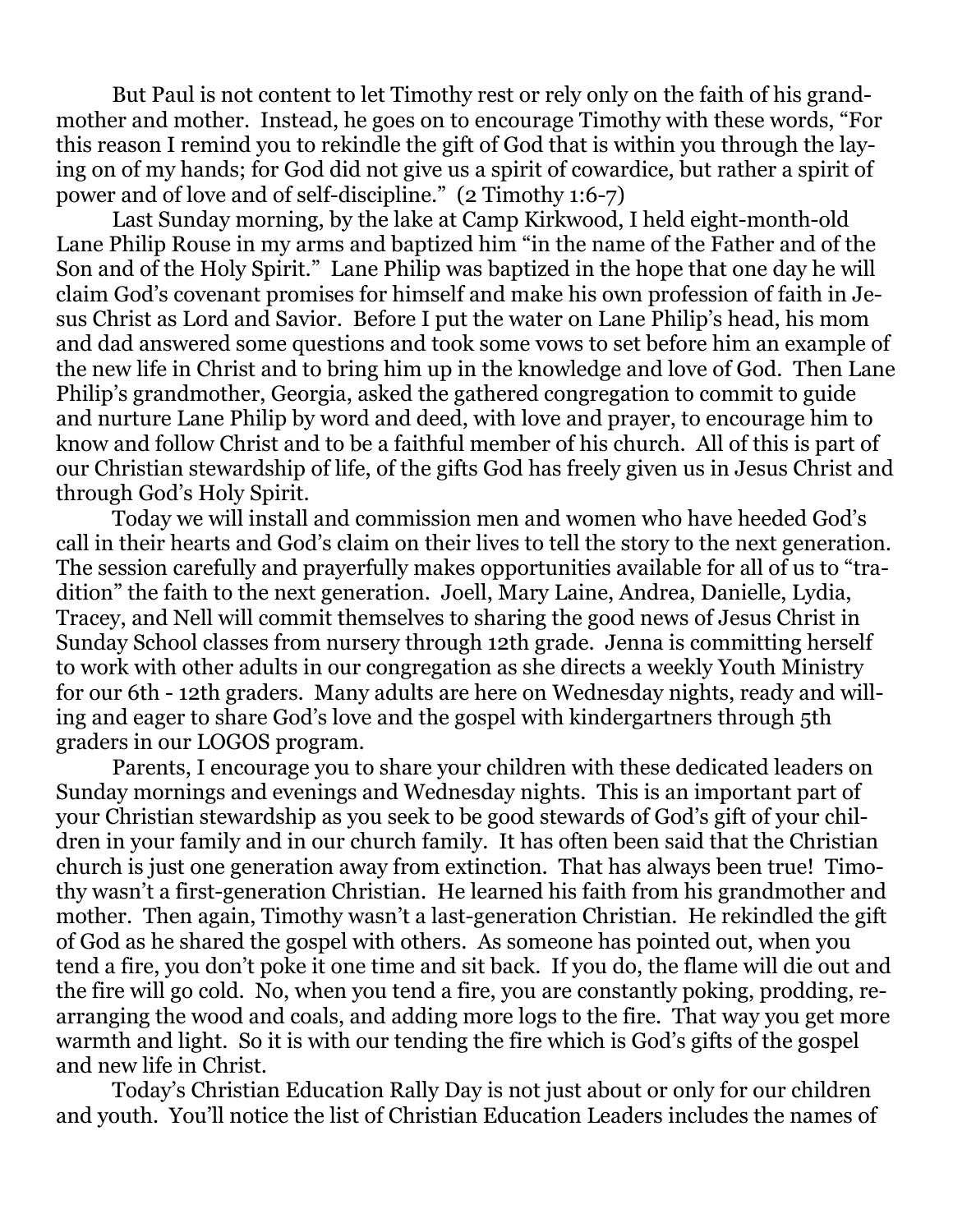But Paul is not content to let Timothy rest or rely only on the faith of his grandmother and mother. Instead, he goes on to encourage Timothy with these words, "For this reason I remind you to rekindle the gift of God that is within you through the laying on of my hands; for God did not give us a spirit of cowardice, but rather a spirit of power and of love and of self-discipline." (2 Timothy 1:6-7)

Last Sunday morning, by the lake at Camp Kirkwood, I held eight-month-old Lane Philip Rouse in my arms and baptized him "in the name of the Father and of the Son and of the Holy Spirit." Lane Philip was baptized in the hope that one day he will claim God's covenant promises for himself and make his own profession of faith in Jesus Christ as Lord and Savior. Before I put the water on Lane Philip's head, his mom and dad answered some questions and took some vows to set before him an example of the new life in Christ and to bring him up in the knowledge and love of God. Then Lane Philip's grandmother, Georgia, asked the gathered congregation to commit to guide and nurture Lane Philip by word and deed, with love and prayer, to encourage him to know and follow Christ and to be a faithful member of his church. All of this is part of our Christian stewardship of life, of the gifts God has freely given us in Jesus Christ and through God's Holy Spirit.

Today we will install and commission men and women who have heeded God's call in their hearts and God's claim on their lives to tell the story to the next generation. The session carefully and prayerfully makes opportunities available for all of us to "tradition" the faith to the next generation. Joell, Mary Laine, Andrea, Danielle, Lydia, Tracey, and Nell will commit themselves to sharing the good news of Jesus Christ in Sunday School classes from nursery through 12th grade. Jenna is committing herself to work with other adults in our congregation as she directs a weekly Youth Ministry for our 6th - 12th graders. Many adults are here on Wednesday nights, ready and willing and eager to share God's love and the gospel with kindergartners through 5th graders in our LOGOS program.

Parents, I encourage you to share your children with these dedicated leaders on Sunday mornings and evenings and Wednesday nights. This is an important part of your Christian stewardship as you seek to be good stewards of God's gift of your children in your family and in our church family. It has often been said that the Christian church is just one generation away from extinction. That has always been true! Timothy wasn't a first-generation Christian. He learned his faith from his grandmother and mother. Then again, Timothy wasn't a last-generation Christian. He rekindled the gift of God as he shared the gospel with others. As someone has pointed out, when you tend a fire, you don't poke it one time and sit back. If you do, the flame will die out and the fire will go cold. No, when you tend a fire, you are constantly poking, prodding, rearranging the wood and coals, and adding more logs to the fire. That way you get more warmth and light. So it is with our tending the fire which is God's gifts of the gospel and new life in Christ.

Today's Christian Education Rally Day is not just about or only for our children and youth. You'll notice the list of Christian Education Leaders includes the names of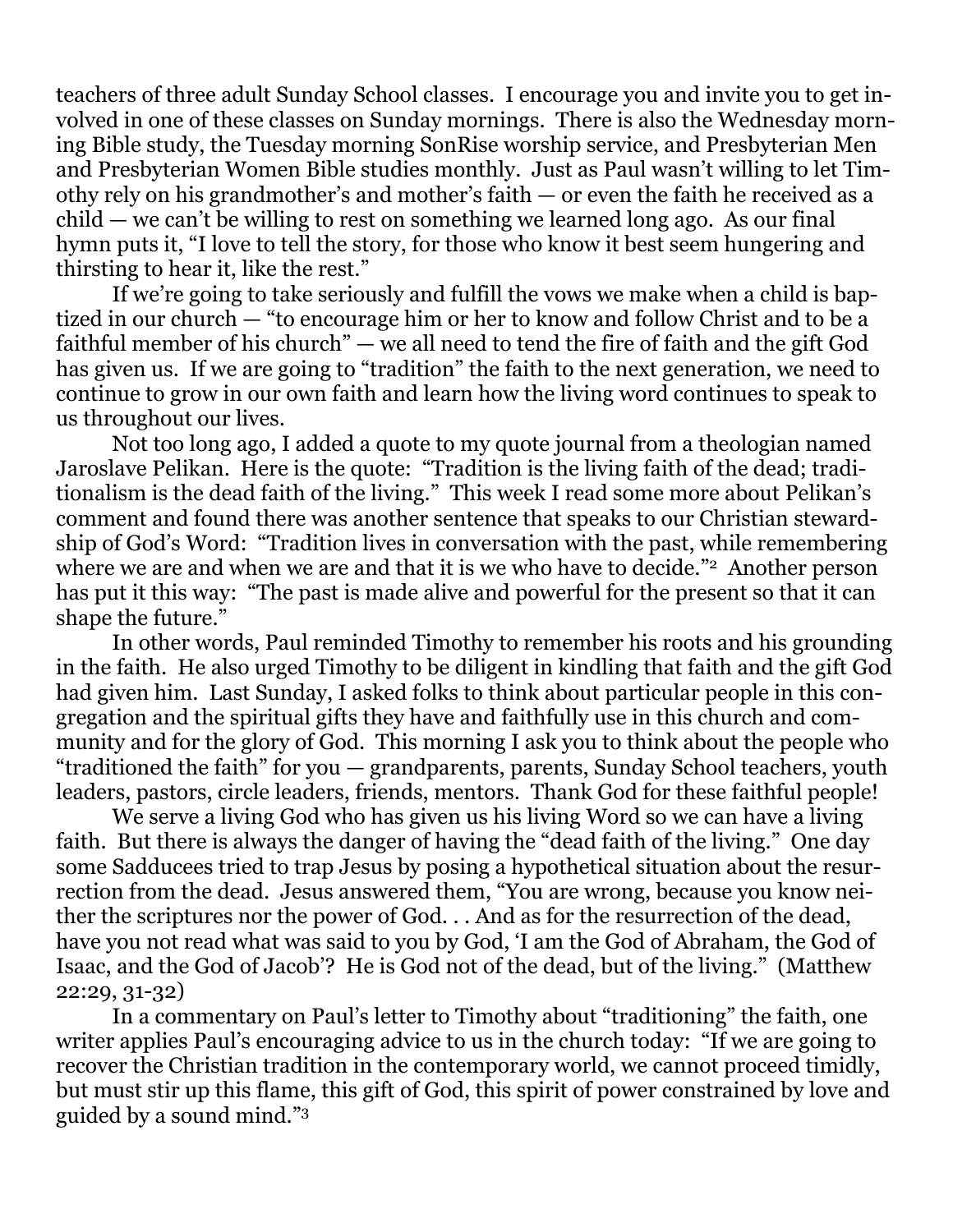teachers of three adult Sunday School classes. I encourage you and invite you to get involved in one of these classes on Sunday mornings. There is also the Wednesday morning Bible study, the Tuesday morning SonRise worship service, and Presbyterian Men and Presbyterian Women Bible studies monthly. Just as Paul wasn't willing to let Timothy rely on his grandmother's and mother's faith — or even the faith he received as a child — we can't be willing to rest on something we learned long ago. As our final hymn puts it, "I love to tell the story, for those who know it best seem hungering and thirsting to hear it, like the rest."

If we're going to take seriously and fulfill the vows we make when a child is baptized in our church — "to encourage him or her to know and follow Christ and to be a faithful member of his church" — we all need to tend the fire of faith and the gift God has given us. If we are going to "tradition" the faith to the next generation, we need to continue to grow in our own faith and learn how the living word continues to speak to us throughout our lives.

Not too long ago, I added a quote to my quote journal from a theologian named Jaroslave Pelikan. Here is the quote: "Tradition is the living faith of the dead; traditionalism is the dead faith of the living." This week I read some more about Pelikan's comment and found there was another sentence that speaks to our Christian stewardship of God's Word: "Tradition lives in conversation with the past, while remembering where we are and when we are and that it is we who have to decide."[2] Another person has put it this way: "The past is made alive and powerful for the present so that it can shape the future."

In other words, Paul reminded Timothy to remember his roots and his grounding in the faith. He also urged Timothy to be diligent in kindling that faith and the gift God had given him. Last Sunday, I asked folks to think about particular people in this congregation and the spiritual gifts they have and faithfully use in this church and community and for the glory of God. This morning I ask you to think about the people who "traditioned the faith" for you — grandparents, parents, Sunday School teachers, youth leaders, pastors, circle leaders, friends, mentors. Thank God for these faithful people!

We serve a living God who has given us his living Word so we can have a living faith. But there is always the danger of having the "dead faith of the living." One day some Sadducees tried to trap Jesus by posing a hypothetical situation about the resurrection from the dead. Jesus answered them, "You are wrong, because you know neither the scriptures nor the power of God. . . And as for the resurrection of the dead, have you not read what was said to you by God, 'I am the God of Abraham, the God of Isaac, and the God of Jacob'? He is God not of the dead, but of the living." (Matthew 22:29, 31-32)

In a commentary on Paul's letter to Timothy about "traditioning" the faith, one writer applies Paul's encouraging advice to us in the church today: "If we are going to recover the Christian tradition in the contemporary world, we cannot proceed timidly, but must stir up this flame, this gift of God, this spirit of power constrained by love and guided by a sound mind."[3]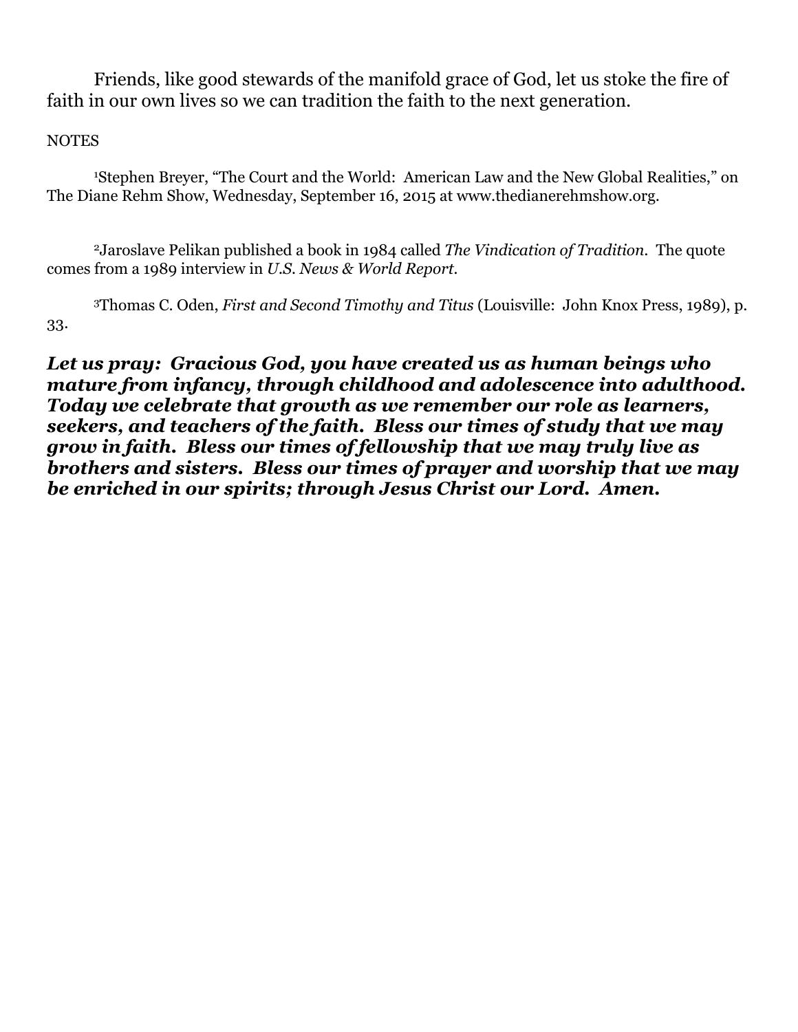Friends, like good stewards of the manifold grace of God, let us stoke the fire of faith in our own lives so we can tradition the faith to the next generation.

NOTES

[1]Stephen Breyer, "The Court and the World: American Law and the New Global Realities," on The Diane Rehm Show, Wednesday, September 16, 2015 at www.thedianerehmshow.org.

[2]Jaroslave Pelikan published a book in 1984 called *The Vindication of Tradition*. The quote comes from a 1989 interview in *U.S. News & World Report*.

[3]Thomas C. Oden, *First and Second Timothy and Titus* (Louisville: John Knox Press, 1989), p. 33.

***Let us pray: Gracious God, you have created us as human beings who mature from infancy, through childhood and adolescence into adulthood. Today we celebrate that growth as we remember our role as learners, seekers, and teachers of the faith. Bless our times of study that we may grow in faith. Bless our times of fellowship that we may truly live as brothers and sisters. Bless our times of prayer and worship that we may be enriched in our spirits; through Jesus Christ our Lord. Amen.***